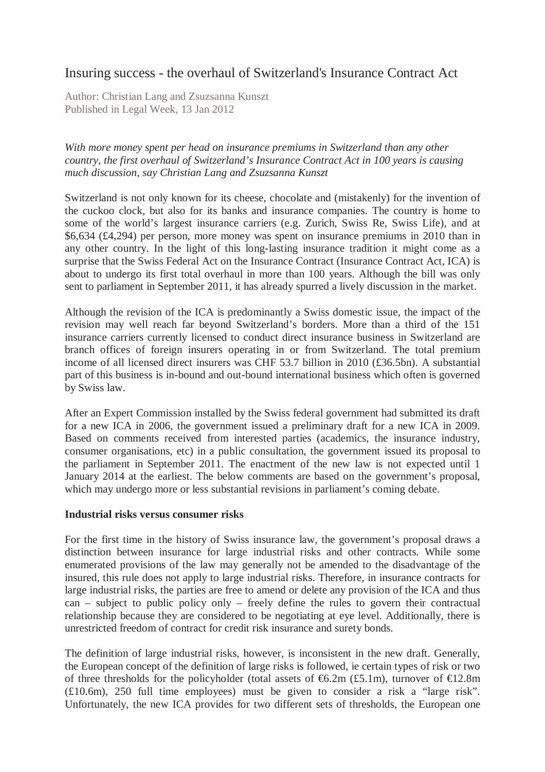# Insuring success - the overhaul of Switzerland's Insurance Contract Act

Author: Christian Lang and Zsuzsanna Kunszt
Published in Legal Week, 13 Jan 2012

*With more money spent per head on insurance premiums in Switzerland than any other country, the first overhaul of Switzerland's Insurance Contract Act in 100 years is causing much discussion, say Christian Lang and Zsuzsanna Kunszt*

Switzerland is not only known for its cheese, chocolate and (mistakenly) for the invention of the cuckoo clock, but also for its banks and insurance companies. The country is home to some of the world's largest insurance carriers (e.g. Zurich, Swiss Re, Swiss Life), and at $6,634 (£4,294) per person, more money was spent on insurance premiums in 2010 than in any other country. In the light of this long-lasting insurance tradition it might come as a surprise that the Swiss Federal Act on the Insurance Contract (Insurance Contract Act, ICA) is about to undergo its first total overhaul in more than 100 years. Although the bill was only sent to parliament in September 2011, it has already spurred a lively discussion in the market.

Although the revision of the ICA is predominantly a Swiss domestic issue, the impact of the revision may well reach far beyond Switzerland's borders. More than a third of the 151 insurance carriers currently licensed to conduct direct insurance business in Switzerland are branch offices of foreign insurers operating in or from Switzerland. The total premium income of all licensed direct insurers was CHF 53.7 billion in 2010 (£36.5bn). A substantial part of this business is in-bound and out-bound international business which often is governed by Swiss law.

After an Expert Commission installed by the Swiss federal government had submitted its draft for a new ICA in 2006, the government issued a preliminary draft for a new ICA in 2009. Based on comments received from interested parties (academics, the insurance industry, consumer organisations, etc) in a public consultation, the government issued its proposal to the parliament in September 2011. The enactment of the new law is not expected until 1 January 2014 at the earliest. The below comments are based on the government's proposal, which may undergo more or less substantial revisions in parliament's coming debate.

**Industrial risks versus consumer risks**

For the first time in the history of Swiss insurance law, the government's proposal draws a distinction between insurance for large industrial risks and other contracts. While some enumerated provisions of the law may generally not be amended to the disadvantage of the insured, this rule does not apply to large industrial risks. Therefore, in insurance contracts for large industrial risks, the parties are free to amend or delete any provision of the ICA and thus can – subject to public policy only – freely define the rules to govern their contractual relationship because they are considered to be negotiating at eye level. Additionally, there is unrestricted freedom of contract for credit risk insurance and surety bonds.

The definition of large industrial risks, however, is inconsistent in the new draft. Generally, the European concept of the definition of large risks is followed, ie certain types of risk or two of three thresholds for the policyholder (total assets of €6.2m (£5.1m), turnover of €12.8m (£10.6m), 250 full time employees) must be given to consider a risk a "large risk". Unfortunately, the new ICA provides for two different sets of thresholds, the European one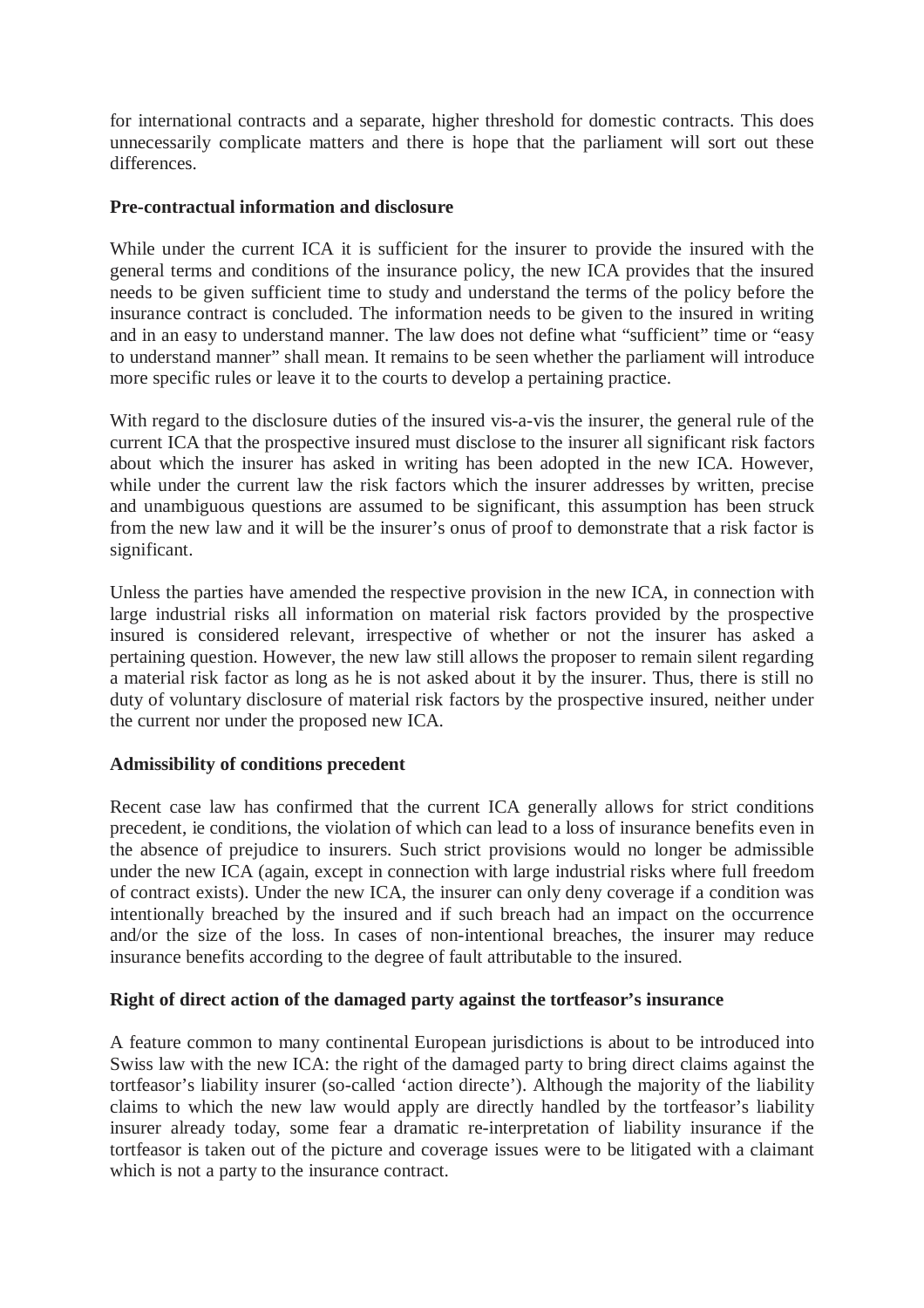for international contracts and a separate, higher threshold for domestic contracts. This does unnecessarily complicate matters and there is hope that the parliament will sort out these differences.

**Pre-contractual information and disclosure**

While under the current ICA it is sufficient for the insurer to provide the insured with the general terms and conditions of the insurance policy, the new ICA provides that the insured needs to be given sufficient time to study and understand the terms of the policy before the insurance contract is concluded. The information needs to be given to the insured in writing and in an easy to understand manner. The law does not define what "sufficient" time or "easy to understand manner" shall mean. It remains to be seen whether the parliament will introduce more specific rules or leave it to the courts to develop a pertaining practice.

With regard to the disclosure duties of the insured vis-a-vis the insurer, the general rule of the current ICA that the prospective insured must disclose to the insurer all significant risk factors about which the insurer has asked in writing has been adopted in the new ICA. However, while under the current law the risk factors which the insurer addresses by written, precise and unambiguous questions are assumed to be significant, this assumption has been struck from the new law and it will be the insurer's onus of proof to demonstrate that a risk factor is significant.

Unless the parties have amended the respective provision in the new ICA, in connection with large industrial risks all information on material risk factors provided by the prospective insured is considered relevant, irrespective of whether or not the insurer has asked a pertaining question. However, the new law still allows the proposer to remain silent regarding a material risk factor as long as he is not asked about it by the insurer. Thus, there is still no duty of voluntary disclosure of material risk factors by the prospective insured, neither under the current nor under the proposed new ICA.

**Admissibility of conditions precedent**

Recent case law has confirmed that the current ICA generally allows for strict conditions precedent, ie conditions, the violation of which can lead to a loss of insurance benefits even in the absence of prejudice to insurers. Such strict provisions would no longer be admissible under the new ICA (again, except in connection with large industrial risks where full freedom of contract exists). Under the new ICA, the insurer can only deny coverage if a condition was intentionally breached by the insured and if such breach had an impact on the occurrence and/or the size of the loss. In cases of non-intentional breaches, the insurer may reduce insurance benefits according to the degree of fault attributable to the insured.

**Right of direct action of the damaged party against the tortfeasor's insurance**

A feature common to many continental European jurisdictions is about to be introduced into Swiss law with the new ICA: the right of the damaged party to bring direct claims against the tortfeasor's liability insurer (so-called 'action directe'). Although the majority of the liability claims to which the new law would apply are directly handled by the tortfeasor's liability insurer already today, some fear a dramatic re-interpretation of liability insurance if the tortfeasor is taken out of the picture and coverage issues were to be litigated with a claimant which is not a party to the insurance contract.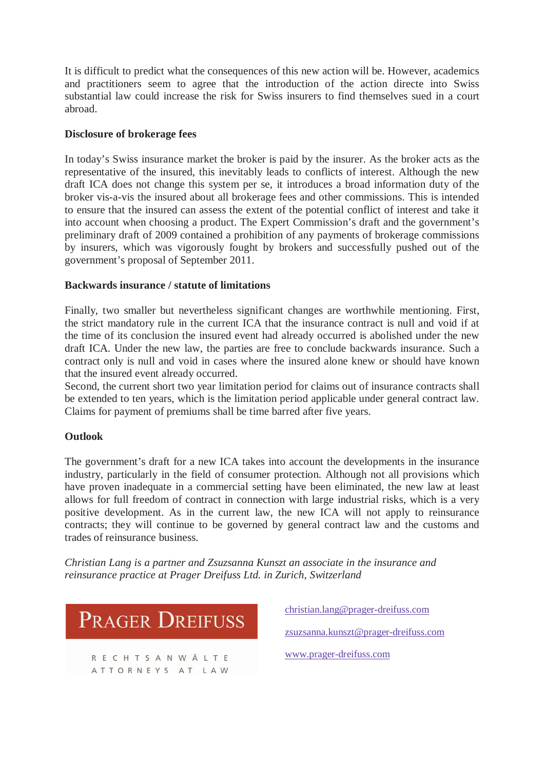It is difficult to predict what the consequences of this new action will be. However, academics and practitioners seem to agree that the introduction of the action directe into Swiss substantial law could increase the risk for Swiss insurers to find themselves sued in a court abroad.

**Disclosure of brokerage fees**

In today's Swiss insurance market the broker is paid by the insurer. As the broker acts as the representative of the insured, this inevitably leads to conflicts of interest. Although the new draft ICA does not change this system per se, it introduces a broad information duty of the broker vis-a-vis the insured about all brokerage fees and other commissions. This is intended to ensure that the insured can assess the extent of the potential conflict of interest and take it into account when choosing a product. The Expert Commission's draft and the government's preliminary draft of 2009 contained a prohibition of any payments of brokerage commissions by insurers, which was vigorously fought by brokers and successfully pushed out of the government's proposal of September 2011.

**Backwards insurance / statute of limitations**

Finally, two smaller but nevertheless significant changes are worthwhile mentioning. First, the strict mandatory rule in the current ICA that the insurance contract is null and void if at the time of its conclusion the insured event had already occurred is abolished under the new draft ICA. Under the new law, the parties are free to conclude backwards insurance. Such a contract only is null and void in cases where the insured alone knew or should have known that the insured event already occurred.
Second, the current short two year limitation period for claims out of insurance contracts shall be extended to ten years, which is the limitation period applicable under general contract law. Claims for payment of premiums shall be time barred after five years.

**Outlook**

The government's draft for a new ICA takes into account the developments in the insurance industry, particularly in the field of consumer protection. Although not all provisions which have proven inadequate in a commercial setting have been eliminated, the new law at least allows for full freedom of contract in connection with large industrial risks, which is a very positive development. As in the current law, the new ICA will not apply to reinsurance contracts; they will continue to be governed by general contract law and the customs and trades of reinsurance business.

*Christian Lang is a partner and Zsuzsanna Kunszt an associate in the insurance and reinsurance practice at Prager Dreifuss Ltd. in Zurich, Switzerland*

PRAGER DREIFUSS

RECHTSANWÄLTE
ATTORNEYS AT LAW

christian.lang@prager-dreifuss.com

zsuzsanna.kunszt@prager-dreifuss.com

www.prager-dreifuss.com